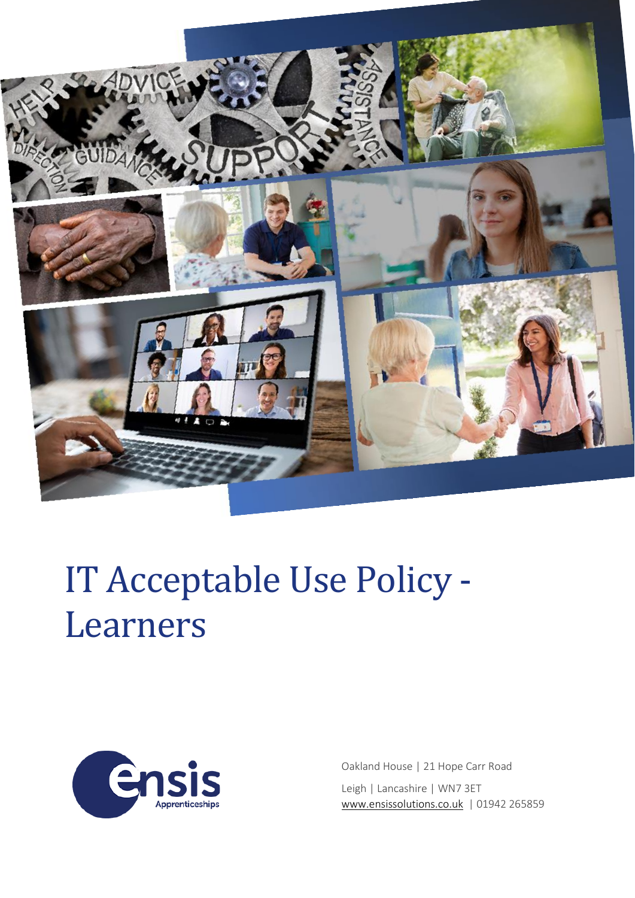# IT Acceptable Use Policy - Learners

Oakland House | 21 Hope Carr Road

Leigh | Lancashire | WN7 3ET

www.ensissolutions.co.uk | 01942 265859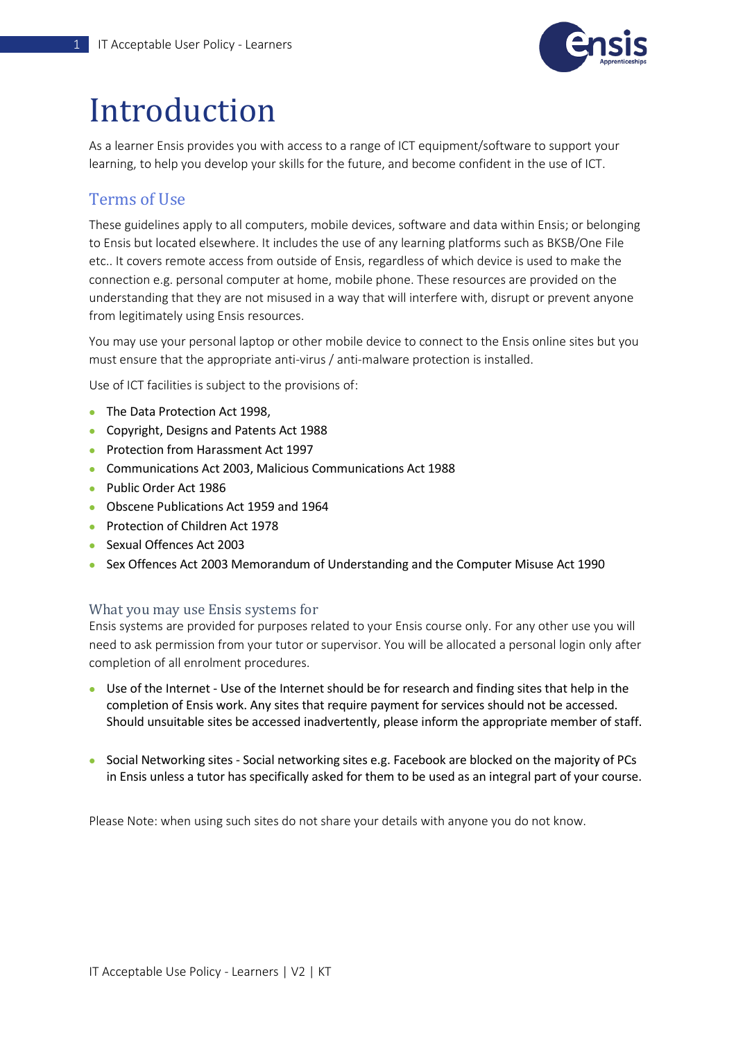# Introduction

As a learner Ensis provides you with access to a range of ICT equipment/software to support your learning, to help you develop your skills for the future, and become confident in the use of ICT.

## Terms of Use

These guidelines apply to all computers, mobile devices, software and data within Ensis; or belonging to Ensis but located elsewhere. It includes the use of any learning platforms such as BKSB/One File etc.. It covers remote access from outside of Ensis, regardless of which device is used to make the connection e.g. personal computer at home, mobile phone. These resources are provided on the understanding that they are not misused in a way that will interfere with, disrupt or prevent anyone from legitimately using Ensis resources.

You may use your personal laptop or other mobile device to connect to the Ensis online sites but you must ensure that the appropriate anti-virus / anti-malware protection is installed.

Use of ICT facilities is subject to the provisions of:

- The Data Protection Act 1998,
- Copyright, Designs and Patents Act 1988
- Protection from Harassment Act 1997
- Communications Act 2003, Malicious Communications Act 1988
- Public Order Act 1986
- Obscene Publications Act 1959 and 1964
- Protection of Children Act 1978
- Sexual Offences Act 2003
- Sex Offences Act 2003 Memorandum of Understanding and the Computer Misuse Act 1990

### What you may use Ensis systems for

Ensis systems are provided for purposes related to your Ensis course only. For any other use you will need to ask permission from your tutor or supervisor. You will be allocated a personal login only after completion of all enrolment procedures.

- Use of the Internet - Use of the Internet should be for research and finding sites that help in the completion of Ensis work. Any sites that require payment for services should not be accessed. Should unsuitable sites be accessed inadvertently, please inform the appropriate member of staff.

- Social Networking sites - Social networking sites e.g. Facebook are blocked on the majority of PCs in Ensis unless a tutor has specifically asked for them to be used as an integral part of your course.

Please Note: when using such sites do not share your details with anyone you do not know.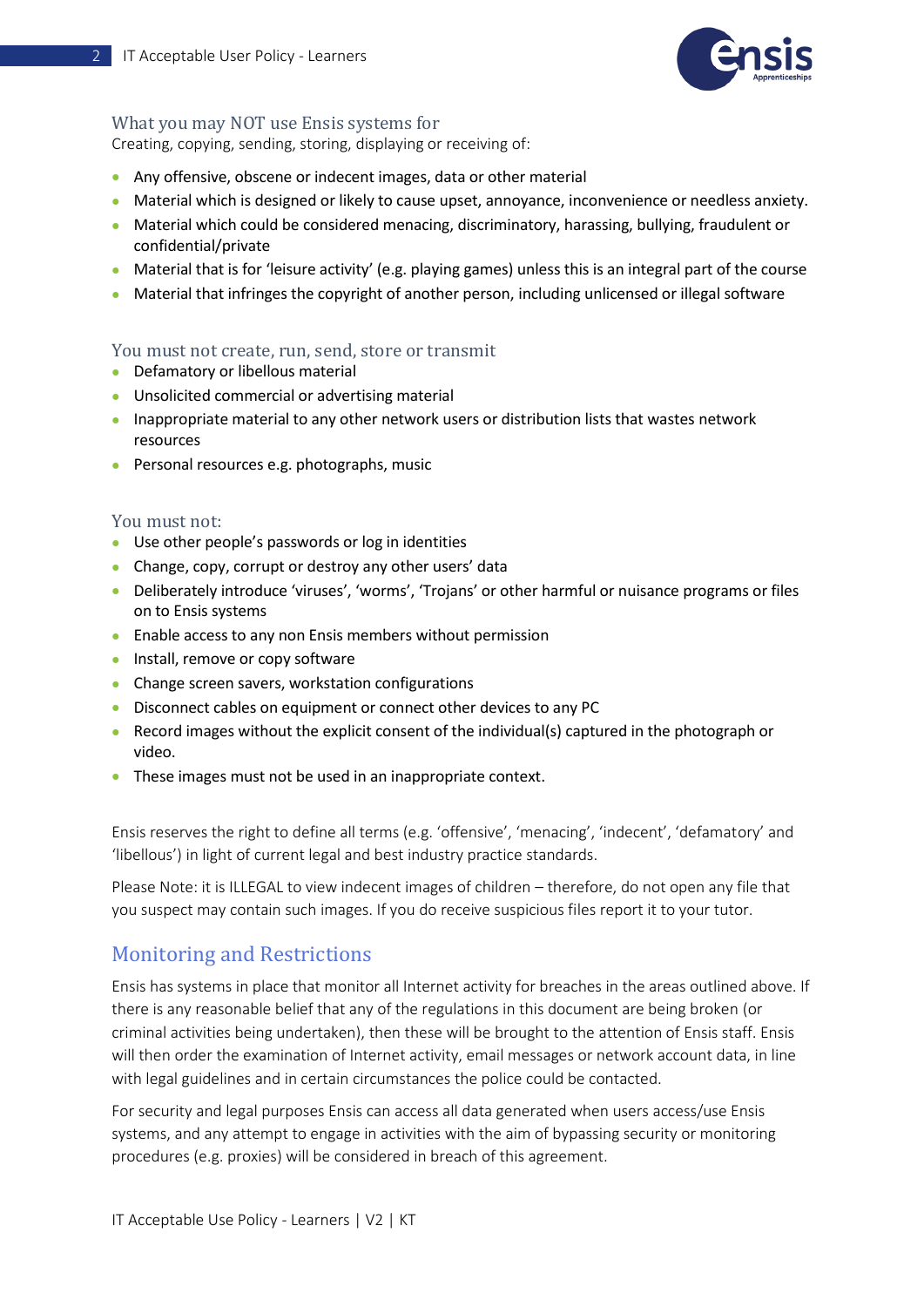### What you may NOT use Ensis systems for

Creating, copying, sending, storing, displaying or receiving of:

- Any offensive, obscene or indecent images, data or other material
- Material which is designed or likely to cause upset, annoyance, inconvenience or needless anxiety.
- Material which could be considered menacing, discriminatory, harassing, bullying, fraudulent or confidential/private
- Material that is for 'leisure activity' (e.g. playing games) unless this is an integral part of the course
- Material that infringes the copyright of another person, including unlicensed or illegal software

### You must not create, run, send, store or transmit

- Defamatory or libellous material
- Unsolicited commercial or advertising material
- Inappropriate material to any other network users or distribution lists that wastes network resources
- Personal resources e.g. photographs, music

### You must not:

- Use other people's passwords or log in identities
- Change, copy, corrupt or destroy any other users' data
- Deliberately introduce 'viruses', 'worms', 'Trojans' or other harmful or nuisance programs or files on to Ensis systems
- Enable access to any non Ensis members without permission
- Install, remove or copy software
- Change screen savers, workstation configurations
- Disconnect cables on equipment or connect other devices to any PC
- Record images without the explicit consent of the individual(s) captured in the photograph or video.
- These images must not be used in an inappropriate context.

Ensis reserves the right to define all terms (e.g. 'offensive', 'menacing', 'indecent', 'defamatory' and 'libellous') in light of current legal and best industry practice standards.

Please Note: it is ILLEGAL to view indecent images of children – therefore, do not open any file that you suspect may contain such images. If you do receive suspicious files report it to your tutor.

## Monitoring and Restrictions

Ensis has systems in place that monitor all Internet activity for breaches in the areas outlined above. If there is any reasonable belief that any of the regulations in this document are being broken (or criminal activities being undertaken), then these will be brought to the attention of Ensis staff. Ensis will then order the examination of Internet activity, email messages or network account data, in line with legal guidelines and in certain circumstances the police could be contacted.

For security and legal purposes Ensis can access all data generated when users access/use Ensis systems, and any attempt to engage in activities with the aim of bypassing security or monitoring procedures (e.g. proxies) will be considered in breach of this agreement.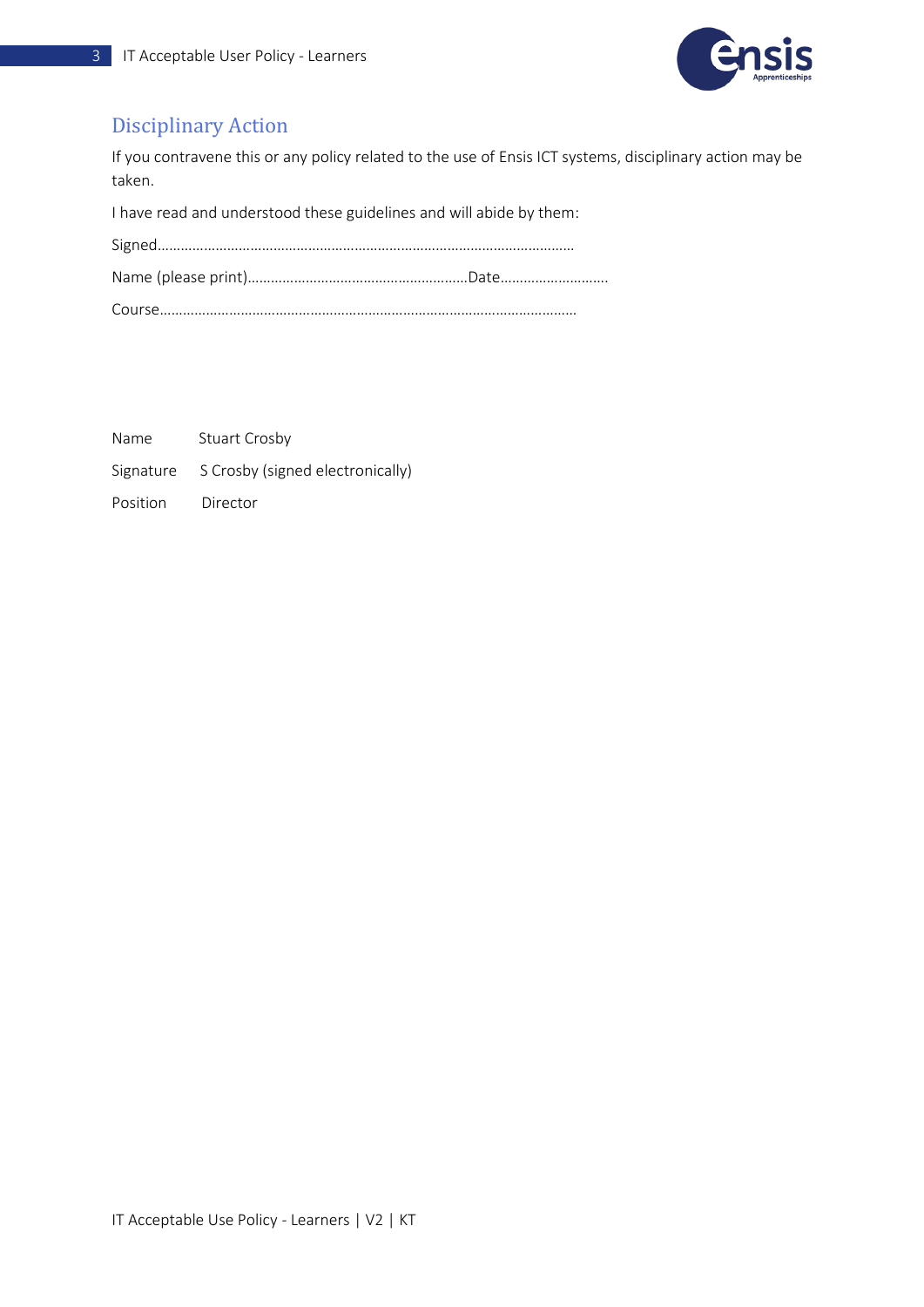## Disciplinary Action

If you contravene this or any policy related to the use of Ensis ICT systems, disciplinary action may be taken.

I have read and understood these guidelines and will abide by them:

Signed……………………………………………………………………………………………………

Name (please print)…………………………………………………Date……………………….

Course……………………………………………………………………………………………………

| | |
|---|---|
| Name | Stuart Crosby |
| Signature | S Crosby (signed electronically) |
| Position | Director |